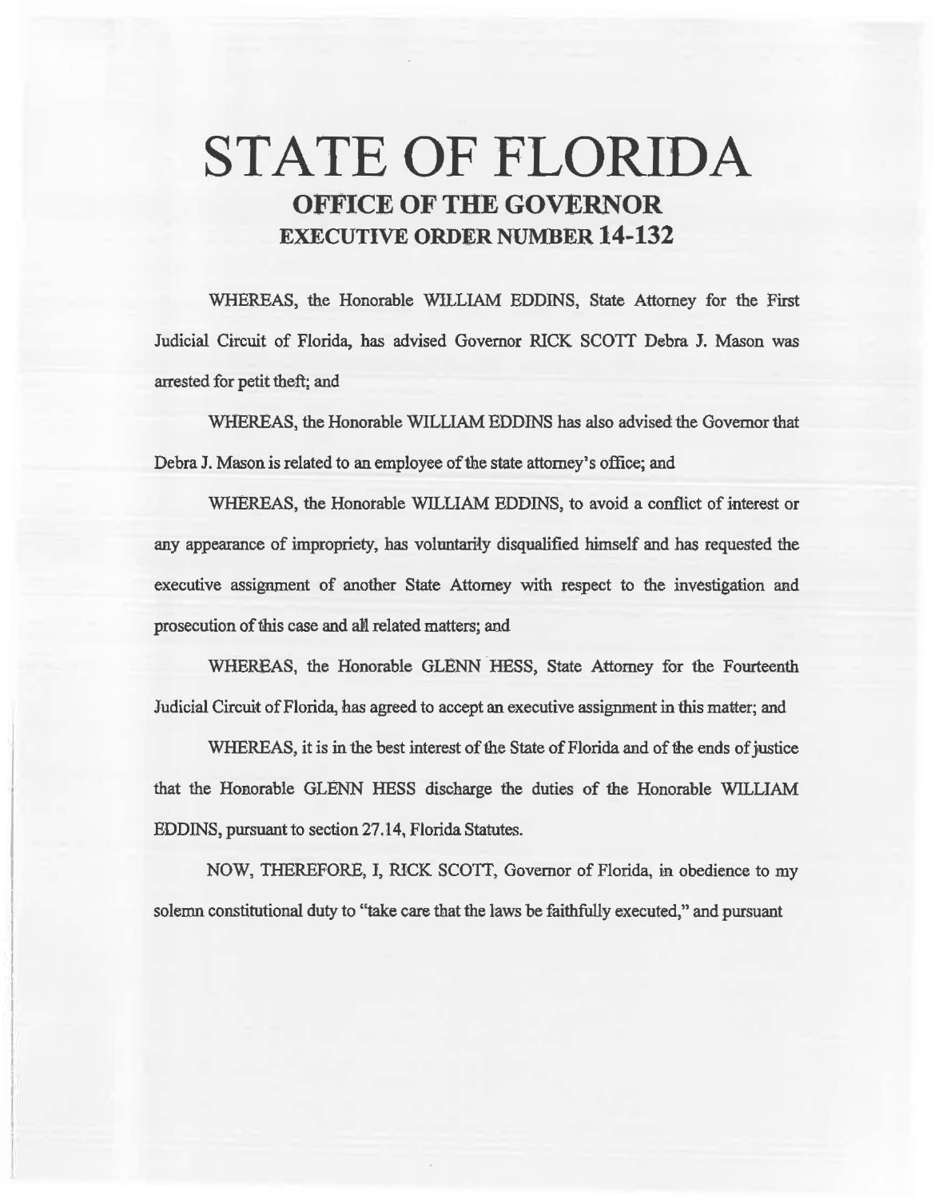# STATE OF FLORIDA

## OFFICE OF THE GOVERNOR

## EXECUTIVE ORDER NUMBER 14-132

WHEREAS, the Honorable WILLIAM EDDINS, State Attorney for the First Judicial Circuit of Florida, has advised Governor RICK SCOTT Debra J. Mason was arrested for petit theft; and

WHEREAS, the Honorable WILLIAM EDDINS has also advised the Governor that Debra J. Mason is related to an employee of the state attorney's office; and

WHEREAS, the Honorable WILLIAM EDDINS, to avoid a conflict of interest or any appearance of impropriety, has voluntarily disqualified himself and has requested the executive assignment of another State Attorney with respect to the investigation and prosecution of this case and all related matters; and

WHEREAS, the Honorable GLENN HESS, State Attorney for the Fourteenth Judicial Circuit of Florida, has agreed to accept an executive assignment in this matter; and

WHEREAS, it is in the best interest of the State of Florida and of the ends of justice that the Honorable GLENN HESS discharge the duties of the Honorable WILLIAM EDDINS, pursuant to section 27.14, Florida Statutes.

NOW, THEREFORE, I, RICK SCOTT, Governor of Florida, in obedience to my solemn constitutional duty to "take care that the laws be faithfully executed," and pursuant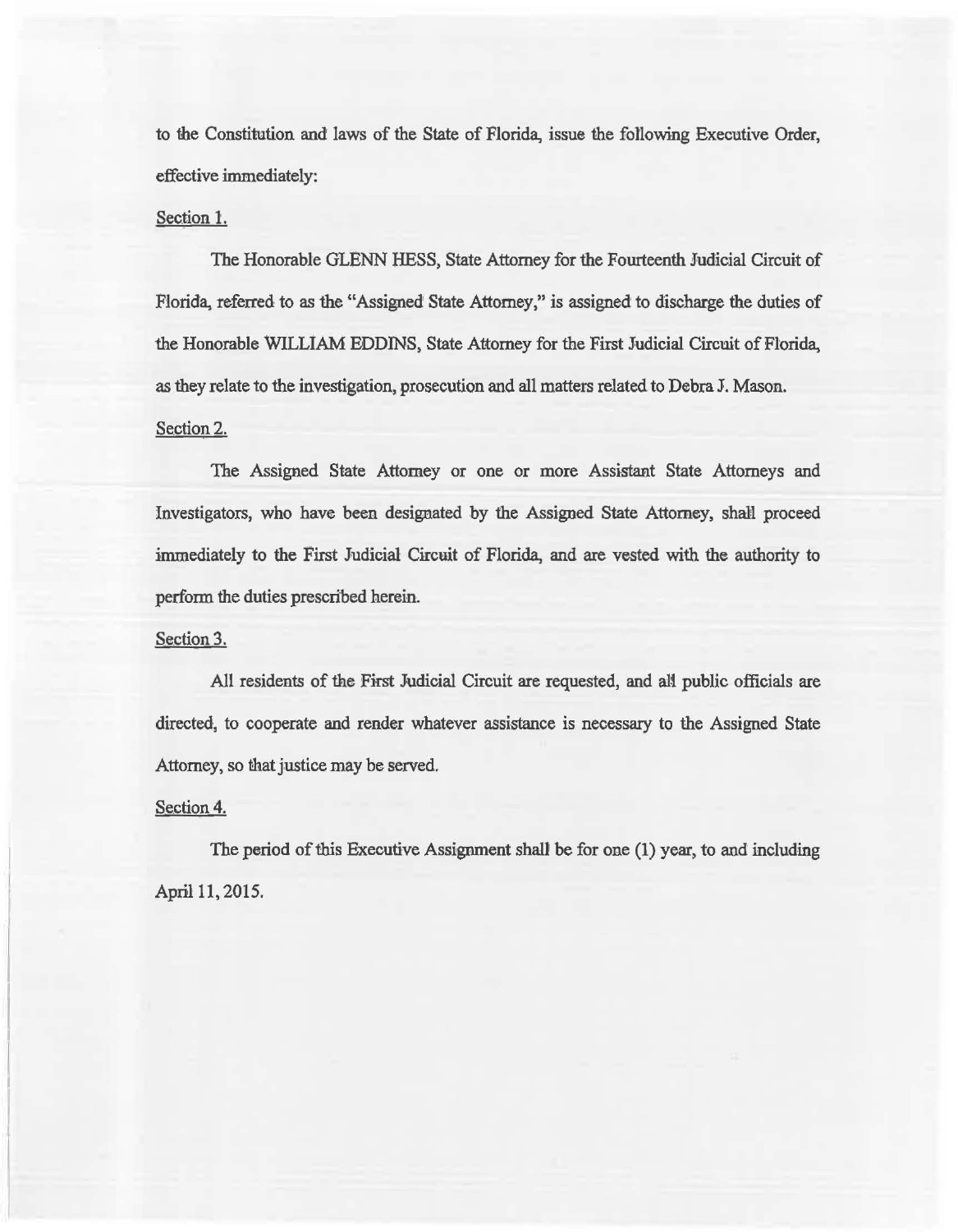to the Constitution and laws of the State of Florida, issue the following Executive Order, effective immediately:

Section 1.

The Honorable GLENN HESS, State Attorney for the Fourteenth Judicial Circuit of Florida, referred to as the "Assigned State Attorney," is assigned to discharge the duties of the Honorable WILLIAM EDDINS, State Attorney for the First Judicial Circuit of Florida, as they relate to the investigation, prosecution and all matters related to Debra J. Mason.

Section 2.

The Assigned State Attorney or one or more Assistant State Attorneys and Investigators, who have been designated by the Assigned State Attorney, shall proceed immediately to the First Judicial Circuit of Florida, and are vested with the authority to perform the duties prescribed herein.

Section 3.

All residents of the First Judicial Circuit are requested, and all public officials are directed, to cooperate and render whatever assistance is necessary to the Assigned State Attorney, so that justice may be served.

Section 4.

The period of this Executive Assignment shall be for one (1) year, to and including April 11, 2015.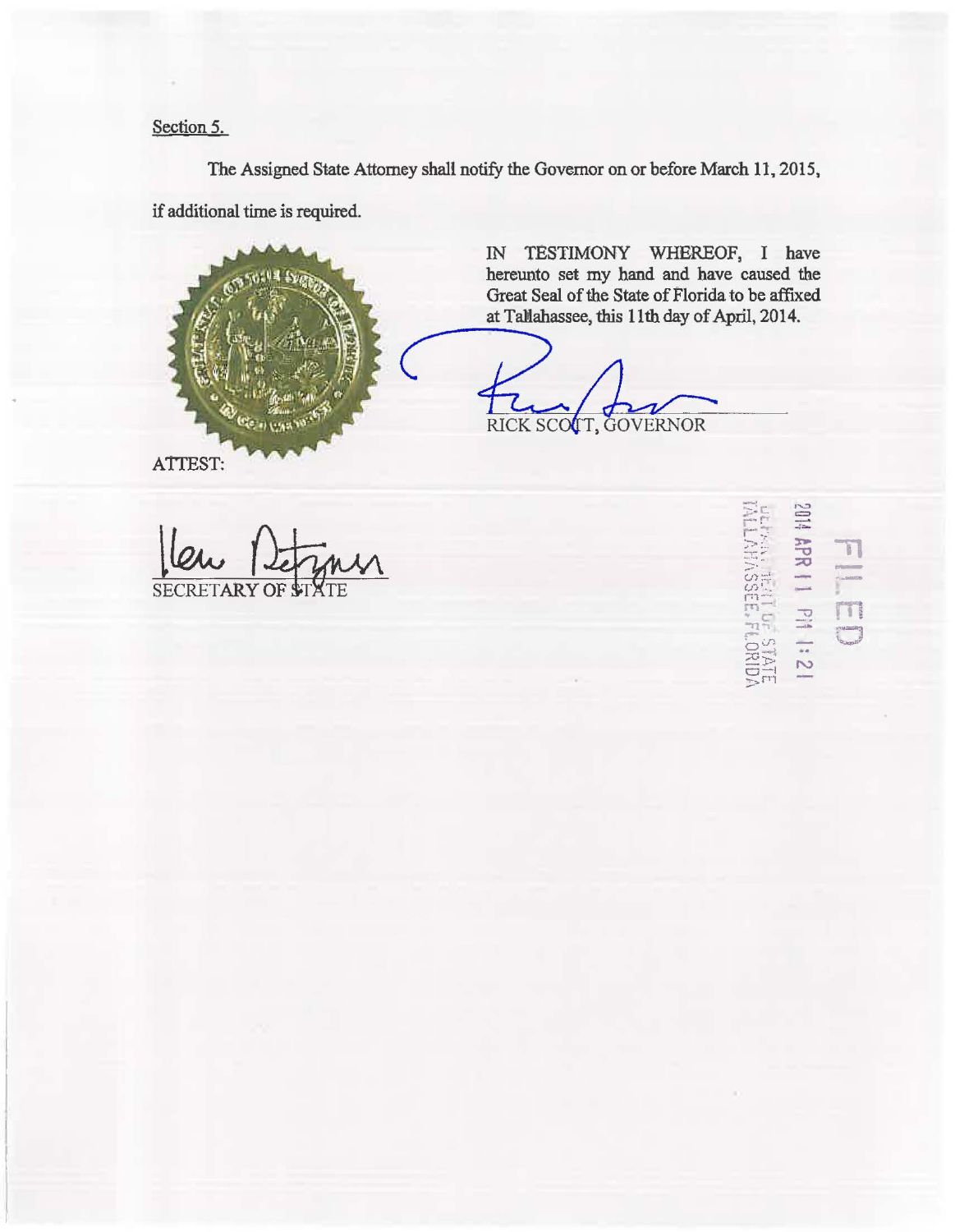Section 5.

The Assigned State Attorney shall notify the Governor on or before March 11, 2015, if additional time is required.

IN TESTIMONY WHEREOF, I have hereunto set my hand and have caused the Great Seal of the State of Florida to be affixed at Tallahassee, this 11th day of April, 2014.

RICK SCOTT, GOVERNOR

ATTEST:

SECRETARY OF STATE

FILED

2014 APR 11 PM 1:21

DEPARTMENT OF STATE
TALLAHASSEE, FLORIDA